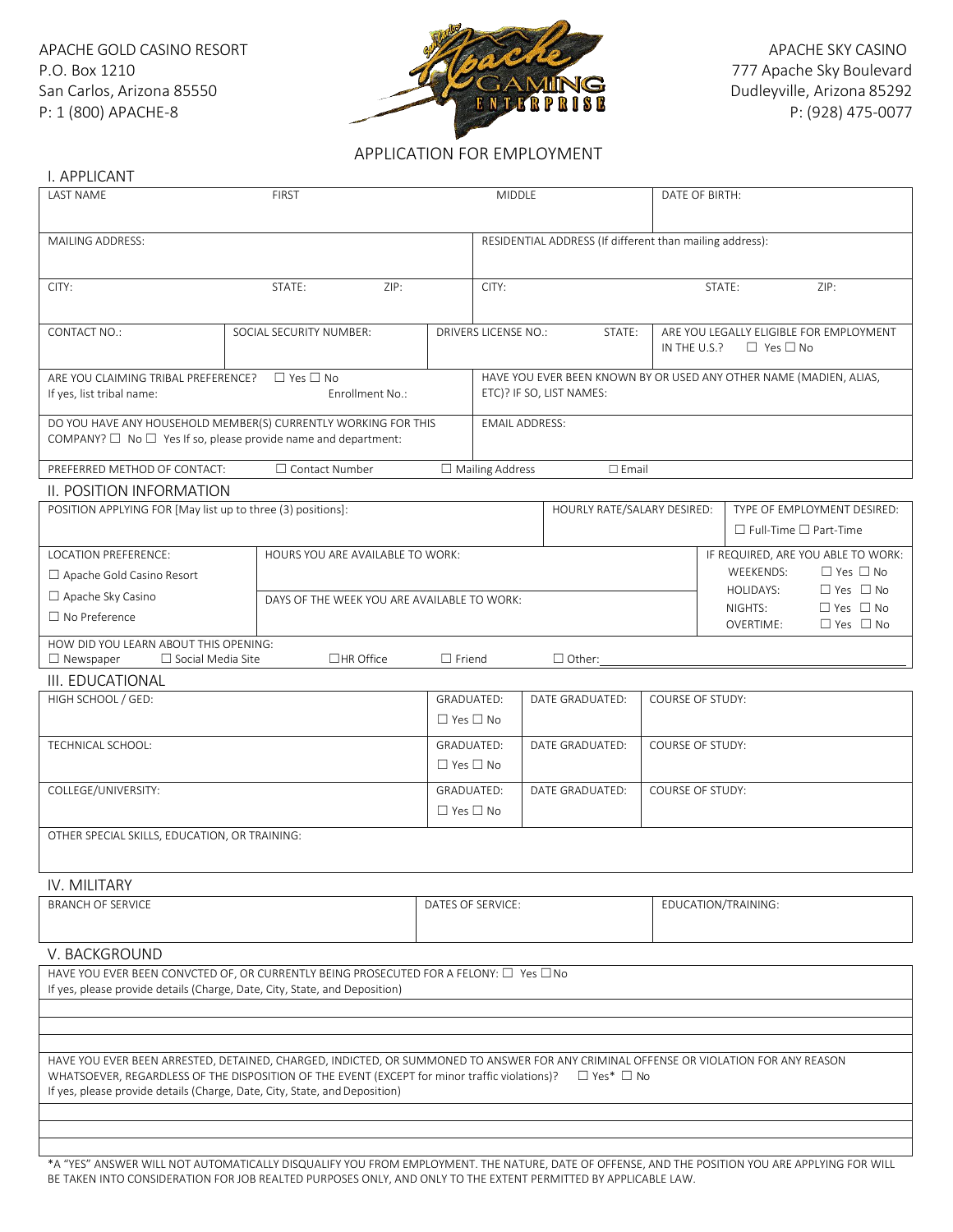APACHE GOLD CASINO RESORT
P.O. Box 1210
San Carlos, Arizona 85550
P: 1 (800) APACHE-8

APACHE SKY CASINO
777 Apache Sky Boulevard
Dudleyville, Arizona 85292
P: (928) 475-0077

# APPLICATION FOR EMPLOYMENT

## I. APPLICANT

| LAST NAME | FIRST | MIDDLE | DATE OF BIRTH: |
|---|---|---|---|
| | | | |

| MAILING ADDRESS: | RESIDENTIAL ADDRESS (If different than mailing address): |
|---|---|
| CITY: STATE: ZIP: | CITY: STATE: ZIP: |

| CONTACT NO.: | SOCIAL SECURITY NUMBER: | DRIVERS LICENSE NO.: STATE: | ARE YOU LEGALLY ELIGIBLE FOR EMPLOYMENT IN THE U.S.? ☐ Yes ☐ No |
|---|---|---|---|

| ARE YOU CLAIMING TRIBAL PREFERENCE? ☐ Yes ☐ No<br>If yes, list tribal name: Enrollment No.: | HAVE YOU EVER BEEN KNOWN BY OR USED ANY OTHER NAME (MADIEN, ALIAS, ETC)? IF SO, LIST NAMES: |
|---|---|
| DO YOU HAVE ANY HOUSEHOLD MEMBER(S) CURRENTLY WORKING FOR THIS COMPANY? ☐ No ☐ Yes If so, please provide name and department: | EMAIL ADDRESS: |

PREFERRED METHOD OF CONTACT: ☐ Contact Number ☐ Mailing Address ☐ Email

## II. POSITION INFORMATION

| POSITION APPLYING FOR [May list up to three (3) positions]: | HOURLY RATE/SALARY DESIRED: | TYPE OF EMPLOYMENT DESIRED:<br>☐ Full-Time ☐ Part-Time |
|---|---|---|

| LOCATION PREFERENCE: | HOURS YOU ARE AVAILABLE TO WORK: | IF REQUIRED, ARE YOU ABLE TO WORK: |
|---|---|---|
| ☐ Apache Gold Casino Resort<br>☐ Apache Sky Casino<br>☐ No Preference | DAYS OF THE WEEK YOU ARE AVAILABLE TO WORK: | WEEKENDS: ☐ Yes ☐ No<br>HOLIDAYS: ☐ Yes ☐ No<br>NIGHTS: ☐ Yes ☐ No<br>OVERTIME: ☐ Yes ☐ No |

HOW DID YOU LEARN ABOUT THIS OPENING:
☐ Newspaper ☐ Social Media Site ☐ HR Office ☐ Friend ☐ Other: ______

## III. EDUCATIONAL

| | GRADUATED: | DATE GRADUATED: | COURSE OF STUDY: |
|---|---|---|---|
| HIGH SCHOOL / GED: | ☐ Yes ☐ No | | |
| TECHNICAL SCHOOL: | ☐ Yes ☐ No | | |
| COLLEGE/UNIVERSITY: | ☐ Yes ☐ No | | |

OTHER SPECIAL SKILLS, EDUCATION, OR TRAINING:

## IV. MILITARY

| BRANCH OF SERVICE | DATES OF SERVICE: | EDUCATION/TRAINING: |
|---|---|---|
| | | |

## V. BACKGROUND

HAVE YOU EVER BEEN CONVCTED OF, OR CURRENTLY BEING PROSECUTED FOR A FELONY: ☐ Yes ☐ No
If yes, please provide details (Charge, Date, City, State, and Deposition)

HAVE YOU EVER BEEN ARRESTED, DETAINED, CHARGED, INDICTED, OR SUMMONED TO ANSWER FOR ANY CRIMINAL OFFENSE OR VIOLATION FOR ANY REASON WHATSOEVER, REGARDLESS OF THE DISPOSITION OF THE EVENT (EXCEPT for minor traffic violations)? ☐ Yes* ☐ No
If yes, please provide details (Charge, Date, City, State, and Deposition)

*A "YES" ANSWER WILL NOT AUTOMATICALLY DISQUALIFY YOU FROM EMPLOYMENT. THE NATURE, DATE OF OFFENSE, AND THE POSITION YOU ARE APPLYING FOR WILL BE TAKEN INTO CONSIDERATION FOR JOB REALTED PURPOSES ONLY, AND ONLY TO THE EXTENT PERMITTED BY APPLICABLE LAW.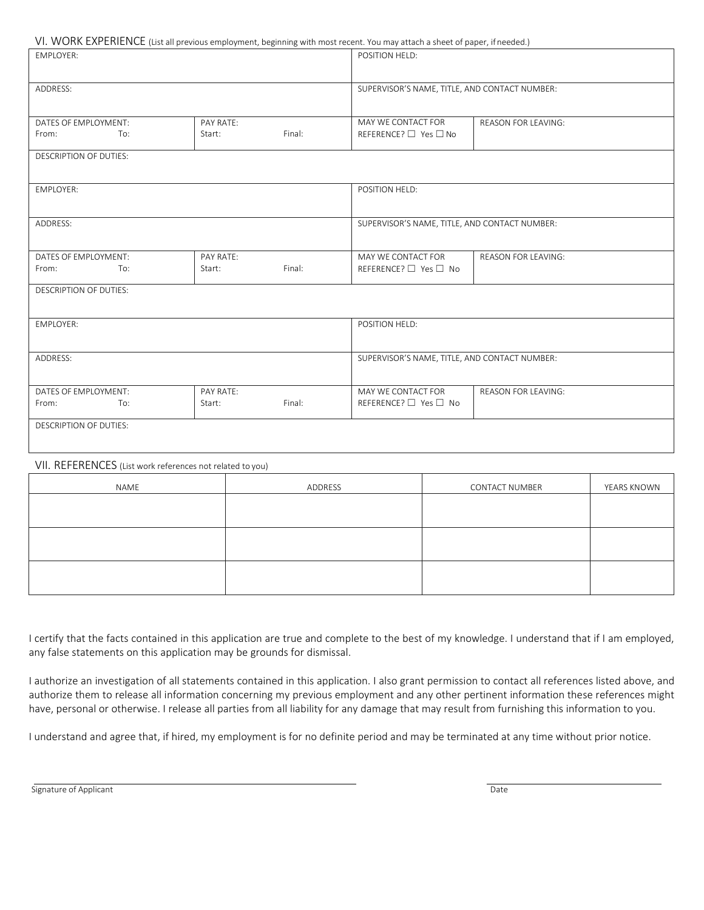## VI. WORK EXPERIENCE (List all previous employment, beginning with most recent. You may attach a sheet of paper, if needed.)

| | | | |
|---|---|---|---|
| EMPLOYER: | | POSITION HELD: | |
| ADDRESS: | | SUPERVISOR'S NAME, TITLE, AND CONTACT NUMBER: | |
| DATES OF EMPLOYMENT: From: To: | PAY RATE: Start: Final: | MAY WE CONTACT FOR REFERENCE? ☐ Yes ☐ No | REASON FOR LEAVING: |
| DESCRIPTION OF DUTIES: | | | |

| | | | |
|---|---|---|---|
| EMPLOYER: | | POSITION HELD: | |
| ADDRESS: | | SUPERVISOR'S NAME, TITLE, AND CONTACT NUMBER: | |
| DATES OF EMPLOYMENT: From: To: | PAY RATE: Start: Final: | MAY WE CONTACT FOR REFERENCE? ☐ Yes ☐ No | REASON FOR LEAVING: |
| DESCRIPTION OF DUTIES: | | | |

| | | | |
|---|---|---|---|
| EMPLOYER: | | POSITION HELD: | |
| ADDRESS: | | SUPERVISOR'S NAME, TITLE, AND CONTACT NUMBER: | |
| DATES OF EMPLOYMENT: From: To: | PAY RATE: Start: Final: | MAY WE CONTACT FOR REFERENCE? ☐ Yes ☐ No | REASON FOR LEAVING: |
| DESCRIPTION OF DUTIES: | | | |

## VII. REFERENCES (List work references not related to you)

| NAME | ADDRESS | CONTACT NUMBER | YEARS KNOWN |
|---|---|---|---|
| | | | |
| | | | |
| | | | |

I certify that the facts contained in this application are true and complete to the best of my knowledge. I understand that if I am employed, any false statements on this application may be grounds for dismissal.

I authorize an investigation of all statements contained in this application. I also grant permission to contact all references listed above, and authorize them to release all information concerning my previous employment and any other pertinent information these references might have, personal or otherwise. I release all parties from all liability for any damage that may result from furnishing this information to you.

I understand and agree that, if hired, my employment is for no definite period and may be terminated at any time without prior notice.

Signature of Applicant _______________________ Date _______________